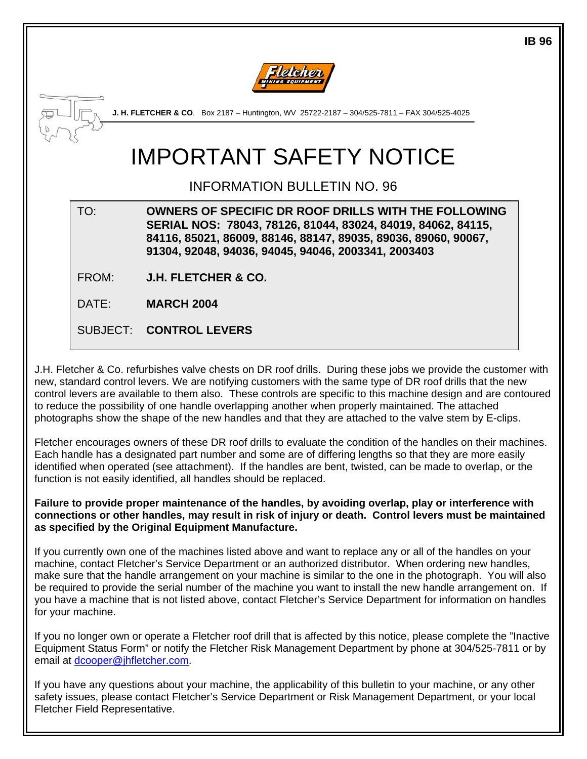IB 96

**J. H. FLETCHER & CO**. Box 2187 – Huntington, WV 25722-2187 – 304/525-7811 – FAX 304/525-4025

# IMPORTANT SAFETY NOTICE

## INFORMATION BULLETIN NO. 96

| | |
|---|---|
| TO: | **OWNERS OF SPECIFIC DR ROOF DRILLS WITH THE FOLLOWING SERIAL NOS: 78043, 78126, 81044, 83024, 84019, 84062, 84115, 84116, 85021, 86009, 88146, 88147, 89035, 89036, 89060, 90067, 91304, 92048, 94036, 94045, 94046, 2003341, 2003403** |
| FROM: | **J.H. FLETCHER & CO.** |
| DATE: | **MARCH 2004** |
| SUBJECT: | **CONTROL LEVERS** |

J.H. Fletcher & Co. refurbishes valve chests on DR roof drills. During these jobs we provide the customer with new, standard control levers. We are notifying customers with the same type of DR roof drills that the new control levers are available to them also. These controls are specific to this machine design and are contoured to reduce the possibility of one handle overlapping another when properly maintained. The attached photographs show the shape of the new handles and that they are attached to the valve stem by E-clips.

Fletcher encourages owners of these DR roof drills to evaluate the condition of the handles on their machines. Each handle has a designated part number and some are of differing lengths so that they are more easily identified when operated (see attachment). If the handles are bent, twisted, can be made to overlap, or the function is not easily identified, all handles should be replaced.

**Failure to provide proper maintenance of the handles, by avoiding overlap, play or interference with connections or other handles, may result in risk of injury or death. Control levers must be maintained as specified by the Original Equipment Manufacture.**

If you currently own one of the machines listed above and want to replace any or all of the handles on your machine, contact Fletcher's Service Department or an authorized distributor. When ordering new handles, make sure that the handle arrangement on your machine is similar to the one in the photograph. You will also be required to provide the serial number of the machine you want to install the new handle arrangement on. If you have a machine that is not listed above, contact Fletcher's Service Department for information on handles for your machine.

If you no longer own or operate a Fletcher roof drill that is affected by this notice, please complete the "Inactive Equipment Status Form" or notify the Fletcher Risk Management Department by phone at 304/525-7811 or by email at dcooper@jhfletcher.com.

If you have any questions about your machine, the applicability of this bulletin to your machine, or any other safety issues, please contact Fletcher's Service Department or Risk Management Department, or your local Fletcher Field Representative.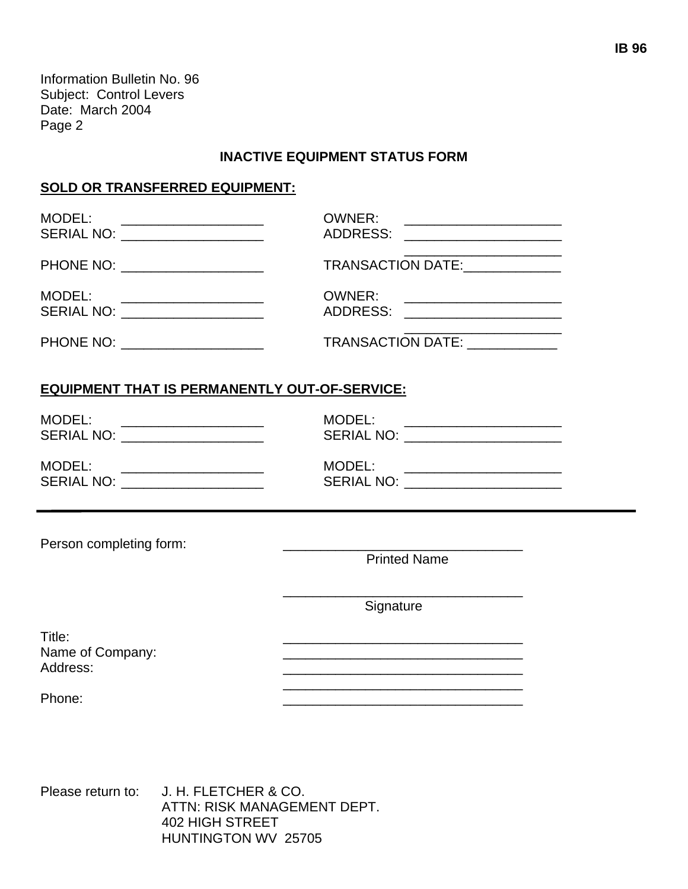Information Bulletin No. 96
Subject: Control Levers
Date: March 2004
Page 2

## INACTIVE EQUIPMENT STATUS FORM

### SOLD OR TRANSFERRED EQUIPMENT:

MODEL: ___________________ OWNER: _____________________
SERIAL NO: ___________________ ADDRESS: _____________________
_____________________
PHONE NO: ___________________ TRANSACTION DATE:_____________

MODEL: ___________________ OWNER: _____________________
SERIAL NO: ___________________ ADDRESS: _____________________
_____________________
PHONE NO: ___________________ TRANSACTION DATE: ____________

### EQUIPMENT THAT IS PERMANENTLY OUT-OF-SERVICE:

MODEL: ___________________ MODEL: _____________________
SERIAL NO: ___________________ SERIAL NO: _____________________

MODEL: ___________________ MODEL: _____________________
SERIAL NO: ___________________ SERIAL NO: _____________________

---

Person completing form: ________________________________
Printed Name

________________________________
Signature

Title: ________________________________
Name of Company: ________________________________
Address: ________________________________
________________________________
Phone: ________________________________

Please return to: J. H. FLETCHER & CO.
ATTN: RISK MANAGEMENT DEPT.
402 HIGH STREET
HUNTINGTON WV 25705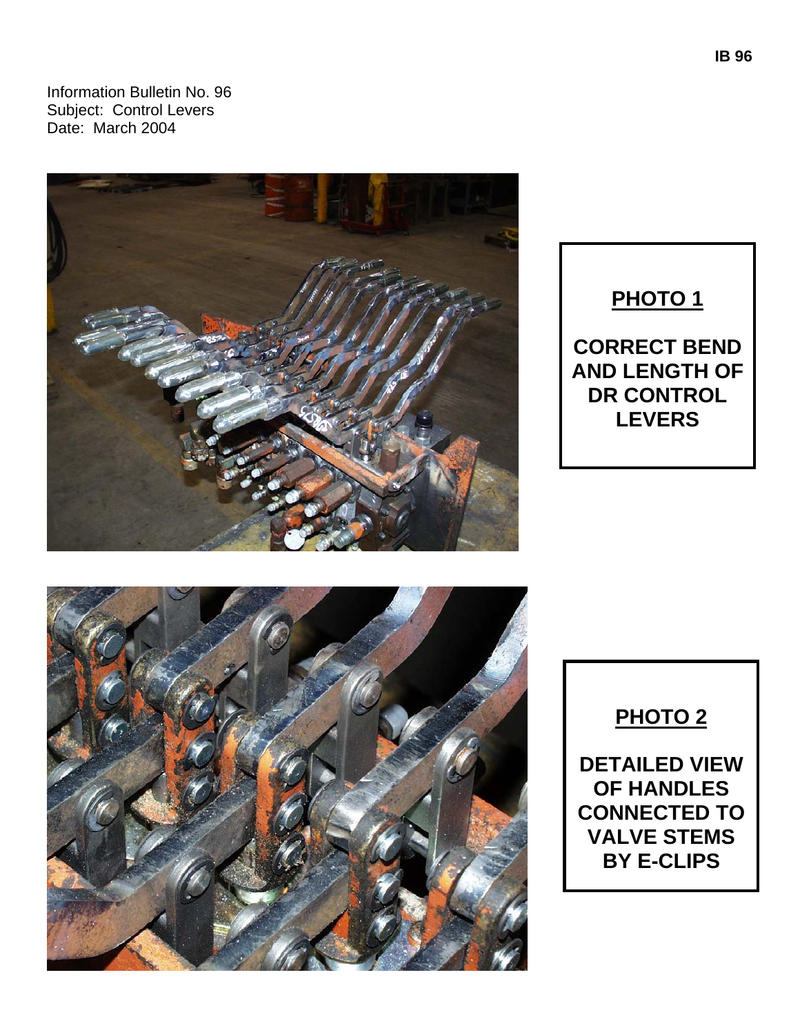Information Bulletin No. 96
Subject: Control Levers
Date: March 2004

**PHOTO 1**

**CORRECT BEND AND LENGTH OF DR CONTROL LEVERS**

**PHOTO 2**

**DETAILED VIEW OF HANDLES CONNECTED TO VALVE STEMS BY E-CLIPS**